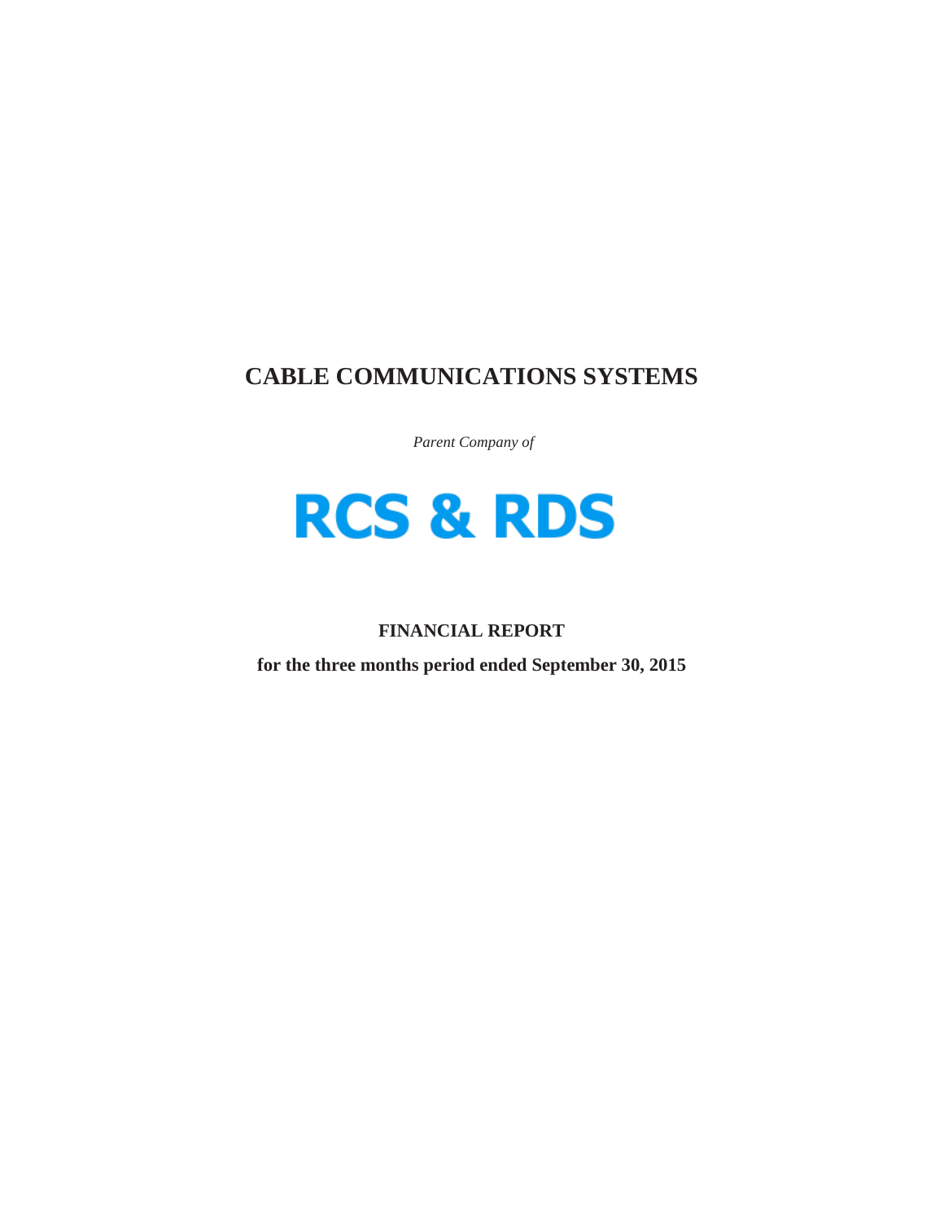# CABLE COMMUNICATIONS SYSTEMS

*Parent Company of*

**RCS & RDS**

**FINANCIAL REPORT**

**for the three months period ended September 30, 2015**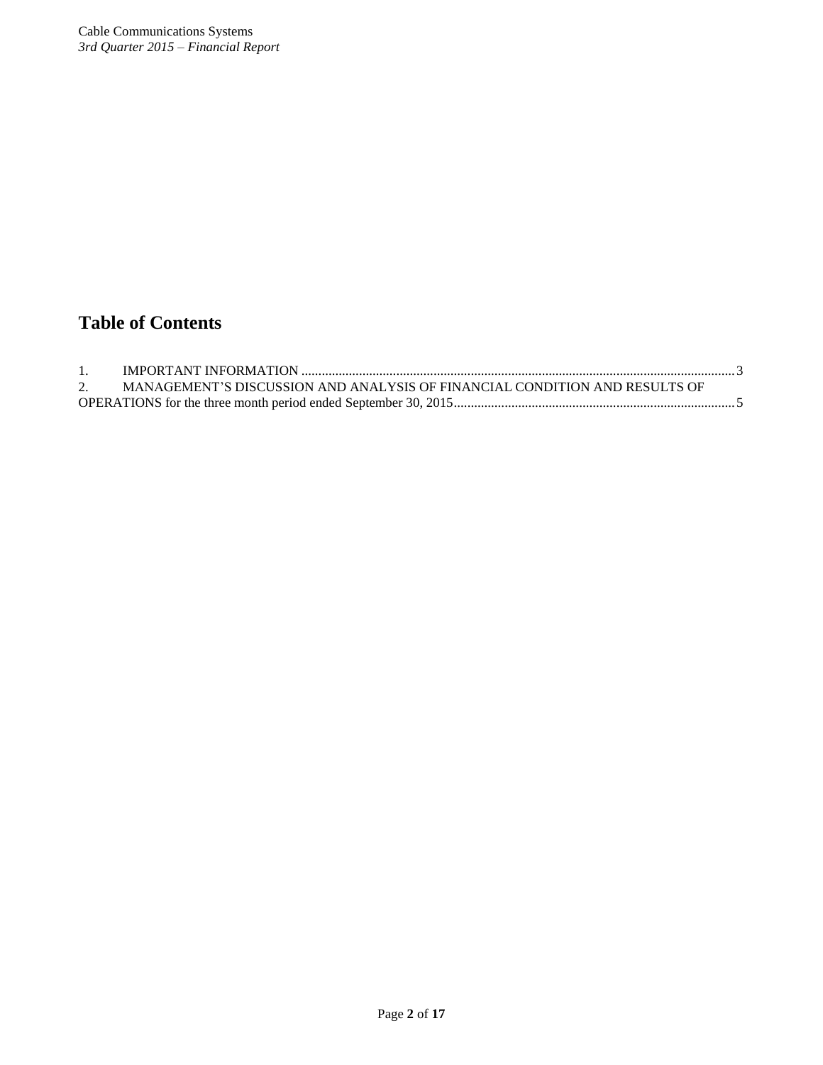# Table of Contents

1. IMPORTANT INFORMATION ........................................................................................................................ 3
2. MANAGEMENT'S DISCUSSION AND ANALYSIS OF FINANCIAL CONDITION AND RESULTS OF OPERATIONS for the three month period ended September 30, 2015.................................................................................. 5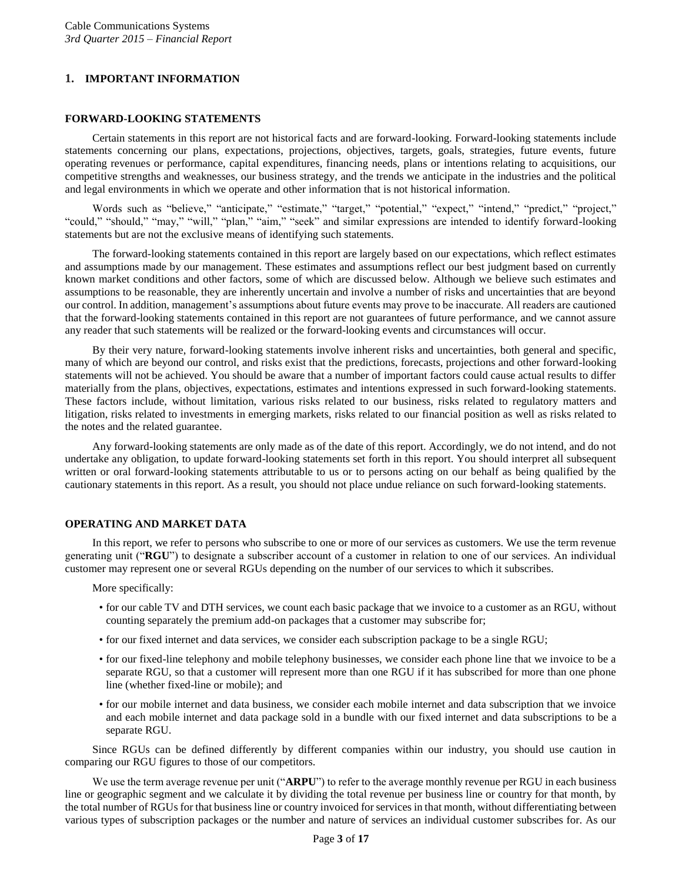## 1. IMPORTANT INFORMATION

### FORWARD-LOOKING STATEMENTS

Certain statements in this report are not historical facts and are forward-looking. Forward-looking statements include statements concerning our plans, expectations, projections, objectives, targets, goals, strategies, future events, future operating revenues or performance, capital expenditures, financing needs, plans or intentions relating to acquisitions, our competitive strengths and weaknesses, our business strategy, and the trends we anticipate in the industries and the political and legal environments in which we operate and other information that is not historical information.

Words such as "believe," "anticipate," "estimate," "target," "potential," "expect," "intend," "predict," "project," "could," "should," "may," "will," "plan," "aim," "seek" and similar expressions are intended to identify forward-looking statements but are not the exclusive means of identifying such statements.

The forward-looking statements contained in this report are largely based on our expectations, which reflect estimates and assumptions made by our management. These estimates and assumptions reflect our best judgment based on currently known market conditions and other factors, some of which are discussed below. Although we believe such estimates and assumptions to be reasonable, they are inherently uncertain and involve a number of risks and uncertainties that are beyond our control. In addition, management's assumptions about future events may prove to be inaccurate. All readers are cautioned that the forward-looking statements contained in this report are not guarantees of future performance, and we cannot assure any reader that such statements will be realized or the forward-looking events and circumstances will occur.

By their very nature, forward-looking statements involve inherent risks and uncertainties, both general and specific, many of which are beyond our control, and risks exist that the predictions, forecasts, projections and other forward-looking statements will not be achieved. You should be aware that a number of important factors could cause actual results to differ materially from the plans, objectives, expectations, estimates and intentions expressed in such forward-looking statements. These factors include, without limitation, various risks related to our business, risks related to regulatory matters and litigation, risks related to investments in emerging markets, risks related to our financial position as well as risks related to the notes and the related guarantee.

Any forward-looking statements are only made as of the date of this report. Accordingly, we do not intend, and do not undertake any obligation, to update forward-looking statements set forth in this report. You should interpret all subsequent written or oral forward-looking statements attributable to us or to persons acting on our behalf as being qualified by the cautionary statements in this report. As a result, you should not place undue reliance on such forward-looking statements.

### OPERATING AND MARKET DATA

In this report, we refer to persons who subscribe to one or more of our services as customers. We use the term revenue generating unit ("**RGU**") to designate a subscriber account of a customer in relation to one of our services. An individual customer may represent one or several RGUs depending on the number of our services to which it subscribes.

More specifically:

- for our cable TV and DTH services, we count each basic package that we invoice to a customer as an RGU, without counting separately the premium add-on packages that a customer may subscribe for;
- for our fixed internet and data services, we consider each subscription package to be a single RGU;
- for our fixed-line telephony and mobile telephony businesses, we consider each phone line that we invoice to be a separate RGU, so that a customer will represent more than one RGU if it has subscribed for more than one phone line (whether fixed-line or mobile); and
- for our mobile internet and data business, we consider each mobile internet and data subscription that we invoice and each mobile internet and data package sold in a bundle with our fixed internet and data subscriptions to be a separate RGU.

Since RGUs can be defined differently by different companies within our industry, you should use caution in comparing our RGU figures to those of our competitors.

We use the term average revenue per unit ("**ARPU**") to refer to the average monthly revenue per RGU in each business line or geographic segment and we calculate it by dividing the total revenue per business line or country for that month, by the total number of RGUs for that business line or country invoiced for services in that month, without differentiating between various types of subscription packages or the number and nature of services an individual customer subscribes for. As our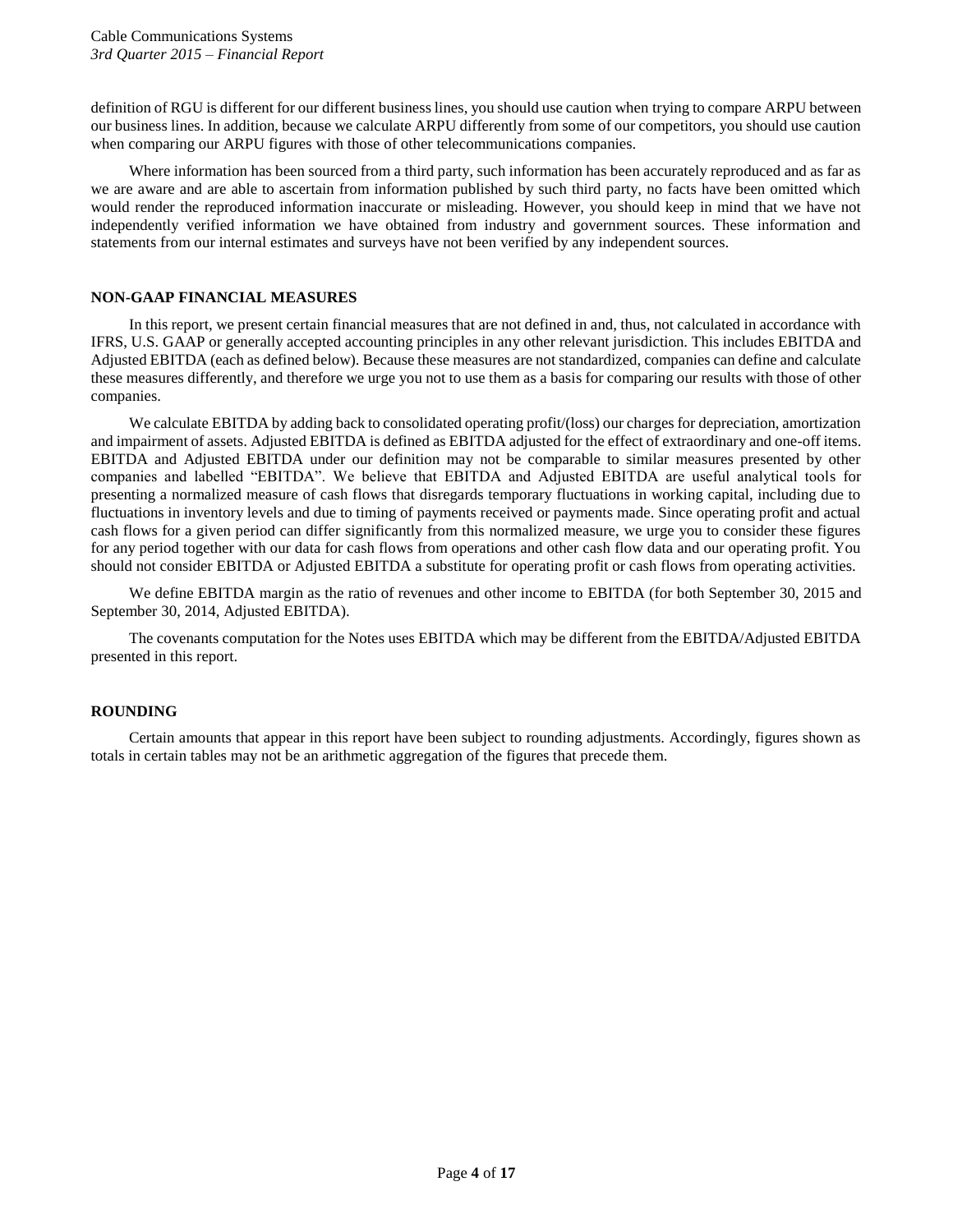definition of RGU is different for our different business lines, you should use caution when trying to compare ARPU between our business lines. In addition, because we calculate ARPU differently from some of our competitors, you should use caution when comparing our ARPU figures with those of other telecommunications companies.

Where information has been sourced from a third party, such information has been accurately reproduced and as far as we are aware and are able to ascertain from information published by such third party, no facts have been omitted which would render the reproduced information inaccurate or misleading. However, you should keep in mind that we have not independently verified information we have obtained from industry and government sources. These information and statements from our internal estimates and surveys have not been verified by any independent sources.

## NON-GAAP FINANCIAL MEASURES

In this report, we present certain financial measures that are not defined in and, thus, not calculated in accordance with IFRS, U.S. GAAP or generally accepted accounting principles in any other relevant jurisdiction. This includes EBITDA and Adjusted EBITDA (each as defined below). Because these measures are not standardized, companies can define and calculate these measures differently, and therefore we urge you not to use them as a basis for comparing our results with those of other companies.

We calculate EBITDA by adding back to consolidated operating profit/(loss) our charges for depreciation, amortization and impairment of assets. Adjusted EBITDA is defined as EBITDA adjusted for the effect of extraordinary and one-off items. EBITDA and Adjusted EBITDA under our definition may not be comparable to similar measures presented by other companies and labelled "EBITDA". We believe that EBITDA and Adjusted EBITDA are useful analytical tools for presenting a normalized measure of cash flows that disregards temporary fluctuations in working capital, including due to fluctuations in inventory levels and due to timing of payments received or payments made. Since operating profit and actual cash flows for a given period can differ significantly from this normalized measure, we urge you to consider these figures for any period together with our data for cash flows from operations and other cash flow data and our operating profit. You should not consider EBITDA or Adjusted EBITDA a substitute for operating profit or cash flows from operating activities.

We define EBITDA margin as the ratio of revenues and other income to EBITDA (for both September 30, 2015 and September 30, 2014, Adjusted EBITDA).

The covenants computation for the Notes uses EBITDA which may be different from the EBITDA/Adjusted EBITDA presented in this report.

## ROUNDING

Certain amounts that appear in this report have been subject to rounding adjustments. Accordingly, figures shown as totals in certain tables may not be an arithmetic aggregation of the figures that precede them.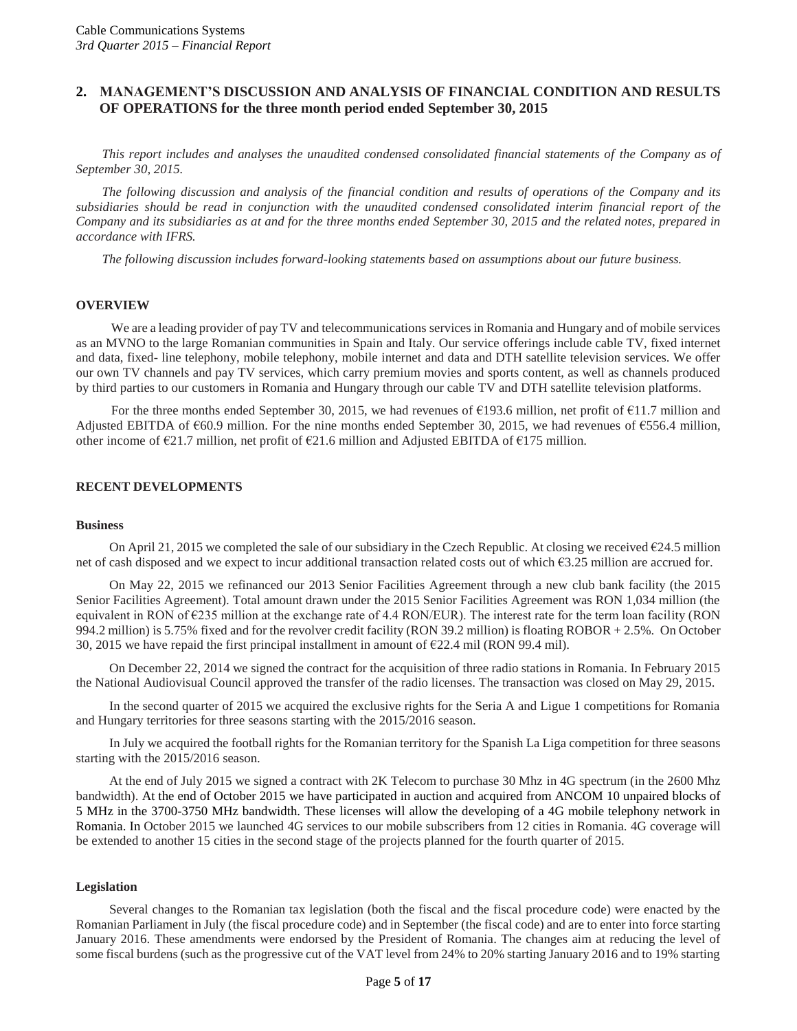## 2. MANAGEMENT'S DISCUSSION AND ANALYSIS OF FINANCIAL CONDITION AND RESULTS OF OPERATIONS for the three month period ended September 30, 2015

*This report includes and analyses the unaudited condensed consolidated financial statements of the Company as of September 30, 2015.*

*The following discussion and analysis of the financial condition and results of operations of the Company and its subsidiaries should be read in conjunction with the unaudited condensed consolidated interim financial report of the Company and its subsidiaries as at and for the three months ended September 30, 2015 and the related notes, prepared in accordance with IFRS.*

*The following discussion includes forward-looking statements based on assumptions about our future business.*

### OVERVIEW

We are a leading provider of pay TV and telecommunications services in Romania and Hungary and of mobile services as an MVNO to the large Romanian communities in Spain and Italy. Our service offerings include cable TV, fixed internet and data, fixed- line telephony, mobile telephony, mobile internet and data and DTH satellite television services. We offer our own TV channels and pay TV services, which carry premium movies and sports content, as well as channels produced by third parties to our customers in Romania and Hungary through our cable TV and DTH satellite television platforms.

For the three months ended September 30, 2015, we had revenues of €193.6 million, net profit of €11.7 million and Adjusted EBITDA of €60.9 million. For the nine months ended September 30, 2015, we had revenues of €556.4 million, other income of €21.7 million, net profit of €21.6 million and Adjusted EBITDA of €175 million.

### RECENT DEVELOPMENTS

#### Business

On April 21, 2015 we completed the sale of our subsidiary in the Czech Republic. At closing we received €24.5 million net of cash disposed and we expect to incur additional transaction related costs out of which €3.25 million are accrued for.

On May 22, 2015 we refinanced our 2013 Senior Facilities Agreement through a new club bank facility (the 2015 Senior Facilities Agreement). Total amount drawn under the 2015 Senior Facilities Agreement was RON 1,034 million (the equivalent in RON of €235 million at the exchange rate of 4.4 RON/EUR). The interest rate for the term loan facility (RON 994.2 million) is 5.75% fixed and for the revolver credit facility (RON 39.2 million) is floating ROBOR + 2.5%. On October 30, 2015 we have repaid the first principal installment in amount of €22.4 mil (RON 99.4 mil).

On December 22, 2014 we signed the contract for the acquisition of three radio stations in Romania. In February 2015 the National Audiovisual Council approved the transfer of the radio licenses. The transaction was closed on May 29, 2015.

In the second quarter of 2015 we acquired the exclusive rights for the Seria A and Ligue 1 competitions for Romania and Hungary territories for three seasons starting with the 2015/2016 season.

In July we acquired the football rights for the Romanian territory for the Spanish La Liga competition for three seasons starting with the 2015/2016 season.

At the end of July 2015 we signed a contract with 2K Telecom to purchase 30 Mhz in 4G spectrum (in the 2600 Mhz bandwidth). At the end of October 2015 we have participated in auction and acquired from ANCOM 10 unpaired blocks of 5 MHz in the 3700-3750 MHz bandwidth. These licenses will allow the developing of a 4G mobile telephony network in Romania. In October 2015 we launched 4G services to our mobile subscribers from 12 cities in Romania. 4G coverage will be extended to another 15 cities in the second stage of the projects planned for the fourth quarter of 2015.

#### Legislation

Several changes to the Romanian tax legislation (both the fiscal and the fiscal procedure code) were enacted by the Romanian Parliament in July (the fiscal procedure code) and in September (the fiscal code) and are to enter into force starting January 2016. These amendments were endorsed by the President of Romania. The changes aim at reducing the level of some fiscal burdens (such as the progressive cut of the VAT level from 24% to 20% starting January 2016 and to 19% starting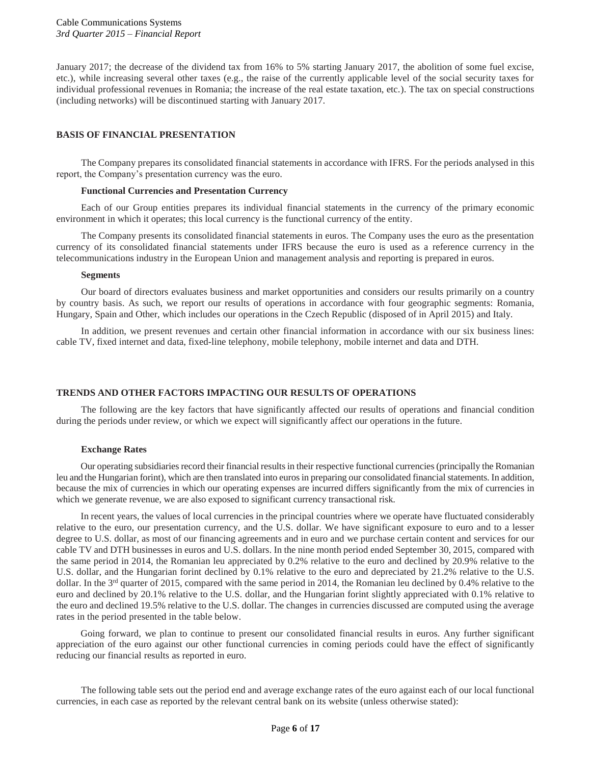January 2017; the decrease of the dividend tax from 16% to 5% starting January 2017, the abolition of some fuel excise, etc.), while increasing several other taxes (e.g., the raise of the currently applicable level of the social security taxes for individual professional revenues in Romania; the increase of the real estate taxation, etc.). The tax on special constructions (including networks) will be discontinued starting with January 2017.

## BASIS OF FINANCIAL PRESENTATION

The Company prepares its consolidated financial statements in accordance with IFRS. For the periods analysed in this report, the Company's presentation currency was the euro.

### Functional Currencies and Presentation Currency

Each of our Group entities prepares its individual financial statements in the currency of the primary economic environment in which it operates; this local currency is the functional currency of the entity.

The Company presents its consolidated financial statements in euros. The Company uses the euro as the presentation currency of its consolidated financial statements under IFRS because the euro is used as a reference currency in the telecommunications industry in the European Union and management analysis and reporting is prepared in euros.

### Segments

Our board of directors evaluates business and market opportunities and considers our results primarily on a country by country basis. As such, we report our results of operations in accordance with four geographic segments: Romania, Hungary, Spain and Other, which includes our operations in the Czech Republic (disposed of in April 2015) and Italy.

In addition, we present revenues and certain other financial information in accordance with our six business lines: cable TV, fixed internet and data, fixed-line telephony, mobile telephony, mobile internet and data and DTH.

## TRENDS AND OTHER FACTORS IMPACTING OUR RESULTS OF OPERATIONS

The following are the key factors that have significantly affected our results of operations and financial condition during the periods under review, or which we expect will significantly affect our operations in the future.

### Exchange Rates

Our operating subsidiaries record their financial results in their respective functional currencies (principally the Romanian leu and the Hungarian forint), which are then translated into euros in preparing our consolidated financial statements. In addition, because the mix of currencies in which our operating expenses are incurred differs significantly from the mix of currencies in which we generate revenue, we are also exposed to significant currency transactional risk.

In recent years, the values of local currencies in the principal countries where we operate have fluctuated considerably relative to the euro, our presentation currency, and the U.S. dollar. We have significant exposure to euro and to a lesser degree to U.S. dollar, as most of our financing agreements and in euro and we purchase certain content and services for our cable TV and DTH businesses in euros and U.S. dollars. In the nine month period ended September 30, 2015, compared with the same period in 2014, the Romanian leu appreciated by 0.2% relative to the euro and declined by 20.9% relative to the U.S. dollar, and the Hungarian forint declined by 0.1% relative to the euro and depreciated by 21.2% relative to the U.S. dollar. In the 3rd quarter of 2015, compared with the same period in 2014, the Romanian leu declined by 0.4% relative to the euro and declined by 20.1% relative to the U.S. dollar, and the Hungarian forint slightly appreciated with 0.1% relative to the euro and declined 19.5% relative to the U.S. dollar. The changes in currencies discussed are computed using the average rates in the period presented in the table below.

Going forward, we plan to continue to present our consolidated financial results in euros. Any further significant appreciation of the euro against our other functional currencies in coming periods could have the effect of significantly reducing our financial results as reported in euro.

The following table sets out the period end and average exchange rates of the euro against each of our local functional currencies, in each case as reported by the relevant central bank on its website (unless otherwise stated):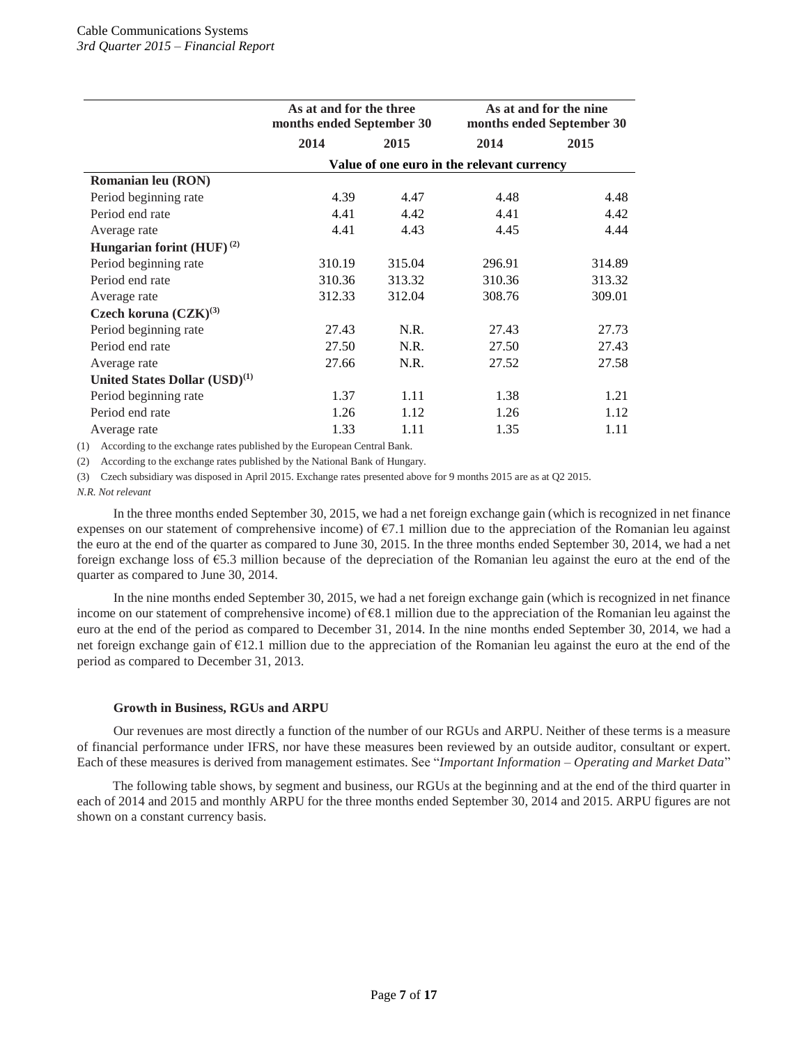| | As at and for the three months ended September 30 | | As at and for the nine months ended September 30 | |
|---|---|---|---|---|
| | 2014 | 2015 | 2014 | 2015 |
| | Value of one euro in the relevant currency | | | |
| **Romanian leu (RON)** | | | | |
| Period beginning rate | 4.39 | 4.47 | 4.48 | 4.48 |
| Period end rate | 4.41 | 4.42 | 4.41 | 4.42 |
| Average rate | 4.41 | 4.43 | 4.45 | 4.44 |
| **Hungarian forint (HUF)** [(2)] | | | | |
| Period beginning rate | 310.19 | 315.04 | 296.91 | 314.89 |
| Period end rate | 310.36 | 313.32 | 310.36 | 313.32 |
| Average rate | 312.33 | 312.04 | 308.76 | 309.01 |
| **Czech koruna (CZK)** [(3)] | | | | |
| Period beginning rate | 27.43 | N.R. | 27.43 | 27.73 |
| Period end rate | 27.50 | N.R. | 27.50 | 27.43 |
| Average rate | 27.66 | N.R. | 27.52 | 27.58 |
| **United States Dollar (USD)** [(1)] | | | | |
| Period beginning rate | 1.37 | 1.11 | 1.38 | 1.21 |
| Period end rate | 1.26 | 1.12 | 1.26 | 1.12 |
| Average rate | 1.33 | 1.11 | 1.35 | 1.11 |

(1) According to the exchange rates published by the European Central Bank.

(2) According to the exchange rates published by the National Bank of Hungary.

(3) Czech subsidiary was disposed in April 2015. Exchange rates presented above for 9 months 2015 are as at Q2 2015.

*N.R. Not relevant*

In the three months ended September 30, 2015, we had a net foreign exchange gain (which is recognized in net finance expenses on our statement of comprehensive income) of €7.1 million due to the appreciation of the Romanian leu against the euro at the end of the quarter as compared to June 30, 2015. In the three months ended September 30, 2014, we had a net foreign exchange loss of €5.3 million because of the depreciation of the Romanian leu against the euro at the end of the quarter as compared to June 30, 2014.

In the nine months ended September 30, 2015, we had a net foreign exchange gain (which is recognized in net finance income on our statement of comprehensive income) of €8.1 million due to the appreciation of the Romanian leu against the euro at the end of the period as compared to December 31, 2014. In the nine months ended September 30, 2014, we had a net foreign exchange gain of €12.1 million due to the appreciation of the Romanian leu against the euro at the end of the period as compared to December 31, 2013.

#### Growth in Business, RGUs and ARPU

Our revenues are most directly a function of the number of our RGUs and ARPU. Neither of these terms is a measure of financial performance under IFRS, nor have these measures been reviewed by an outside auditor, consultant or expert. Each of these measures is derived from management estimates. See "*Important Information – Operating and Market Data*"

The following table shows, by segment and business, our RGUs at the beginning and at the end of the third quarter in each of 2014 and 2015 and monthly ARPU for the three months ended September 30, 2014 and 2015. ARPU figures are not shown on a constant currency basis.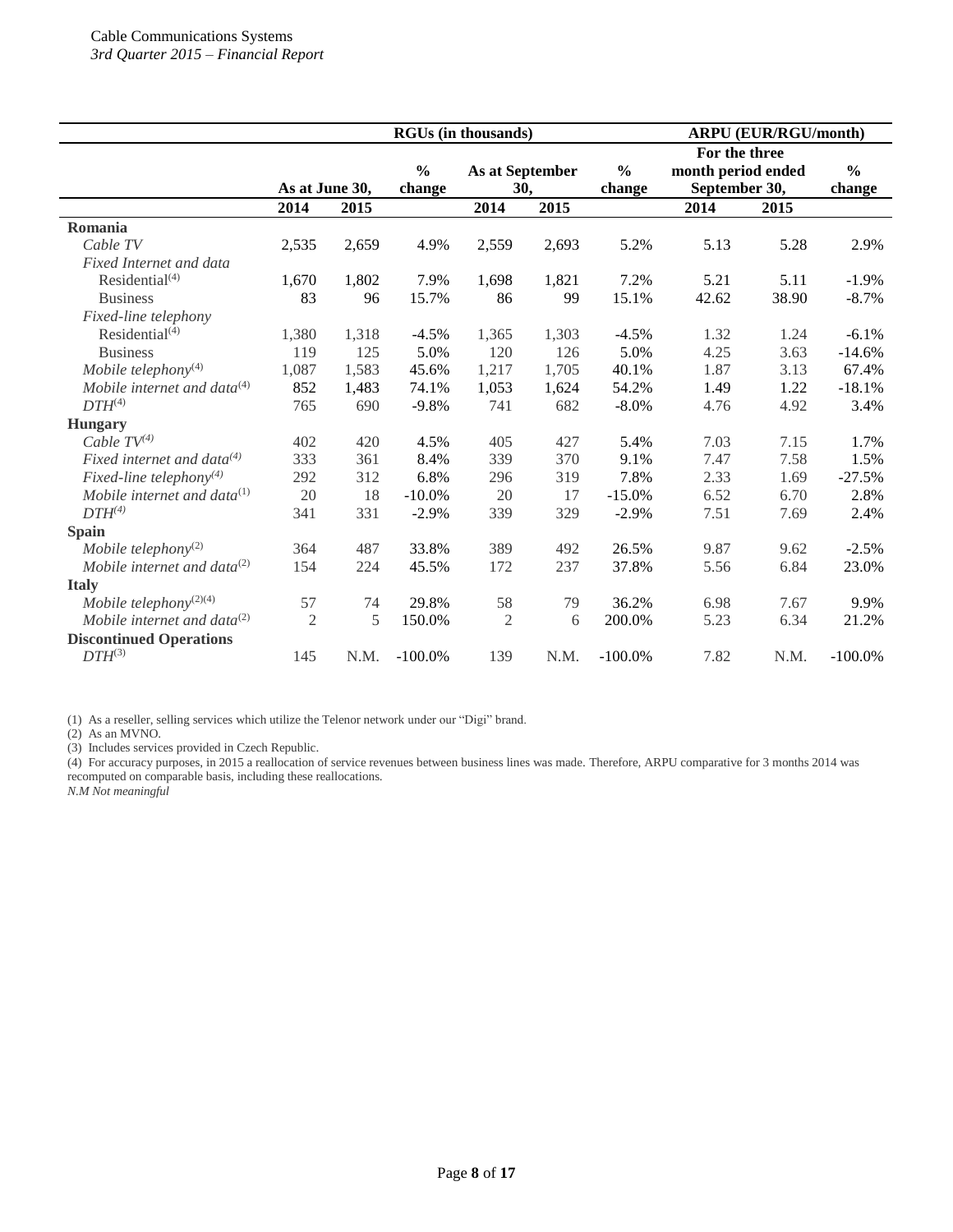| | RGUs (in thousands) | | | | | | ARPU (EUR/RGU/month) | | |
|---|---|---|---|---|---|---|---|---|---|
| | As at June 30, | | % change | As at September 30, | | % change | For the three month period ended September 30, | | % change |
| | 2014 | 2015 | | 2014 | 2015 | | 2014 | 2015 | |
| **Romania** | | | | | | | | | |
| *Cable TV* | 2,535 | 2,659 | 4.9% | 2,559 | 2,693 | 5.2% | 5.13 | 5.28 | 2.9% |
| *Fixed Internet and data* | | | | | | | | | |
| Residential(4) | 1,670 | 1,802 | 7.9% | 1,698 | 1,821 | 7.2% | 5.21 | 5.11 | -1.9% |
| Business | 83 | 96 | 15.7% | 86 | 99 | 15.1% | 42.62 | 38.90 | -8.7% |
| *Fixed-line telephony* | | | | | | | | | |
| Residential(4) | 1,380 | 1,318 | -4.5% | 1,365 | 1,303 | -4.5% | 1.32 | 1.24 | -6.1% |
| Business | 119 | 125 | 5.0% | 120 | 126 | 5.0% | 4.25 | 3.63 | -14.6% |
| *Mobile telephony*(4) | 1,087 | 1,583 | 45.6% | 1,217 | 1,705 | 40.1% | 1.87 | 3.13 | 67.4% |
| *Mobile internet and data*(4) | 852 | 1,483 | 74.1% | 1,053 | 1,624 | 54.2% | 1.49 | 1.22 | -18.1% |
| *DTH*(4) | 765 | 690 | -9.8% | 741 | 682 | -8.0% | 4.76 | 4.92 | 3.4% |
| **Hungary** | | | | | | | | | |
| *Cable TV*(4) | 402 | 420 | 4.5% | 405 | 427 | 5.4% | 7.03 | 7.15 | 1.7% |
| *Fixed internet and data*(4) | 333 | 361 | 8.4% | 339 | 370 | 9.1% | 7.47 | 7.58 | 1.5% |
| *Fixed-line telephony*(4) | 292 | 312 | 6.8% | 296 | 319 | 7.8% | 2.33 | 1.69 | -27.5% |
| *Mobile internet and data*(1) | 20 | 18 | -10.0% | 20 | 17 | -15.0% | 6.52 | 6.70 | 2.8% |
| *DTH*(4) | 341 | 331 | -2.9% | 339 | 329 | -2.9% | 7.51 | 7.69 | 2.4% |
| **Spain** | | | | | | | | | |
| *Mobile telephony*(2) | 364 | 487 | 33.8% | 389 | 492 | 26.5% | 9.87 | 9.62 | -2.5% |
| *Mobile internet and data*(2) | 154 | 224 | 45.5% | 172 | 237 | 37.8% | 5.56 | 6.84 | 23.0% |
| **Italy** | | | | | | | | | |
| *Mobile telephony*(2)(4) | 57 | 74 | 29.8% | 58 | 79 | 36.2% | 6.98 | 7.67 | 9.9% |
| *Mobile internet and data*(2) | 2 | 5 | 150.0% | 2 | 6 | 200.0% | 5.23 | 6.34 | 21.2% |
| **Discontinued Operations** | | | | | | | | | |
| *DTH*(3) | 145 | N.M. | -100.0% | 139 | N.M. | -100.0% | 7.82 | N.M. | -100.0% |

(1) As a reseller, selling services which utilize the Telenor network under our "Digi" brand.
(2) As an MVNO.
(3) Includes services provided in Czech Republic.
(4) For accuracy purposes, in 2015 a reallocation of service revenues between business lines was made. Therefore, ARPU comparative for 3 months 2014 was recomputed on comparable basis, including these reallocations.
*N.M Not meaningful*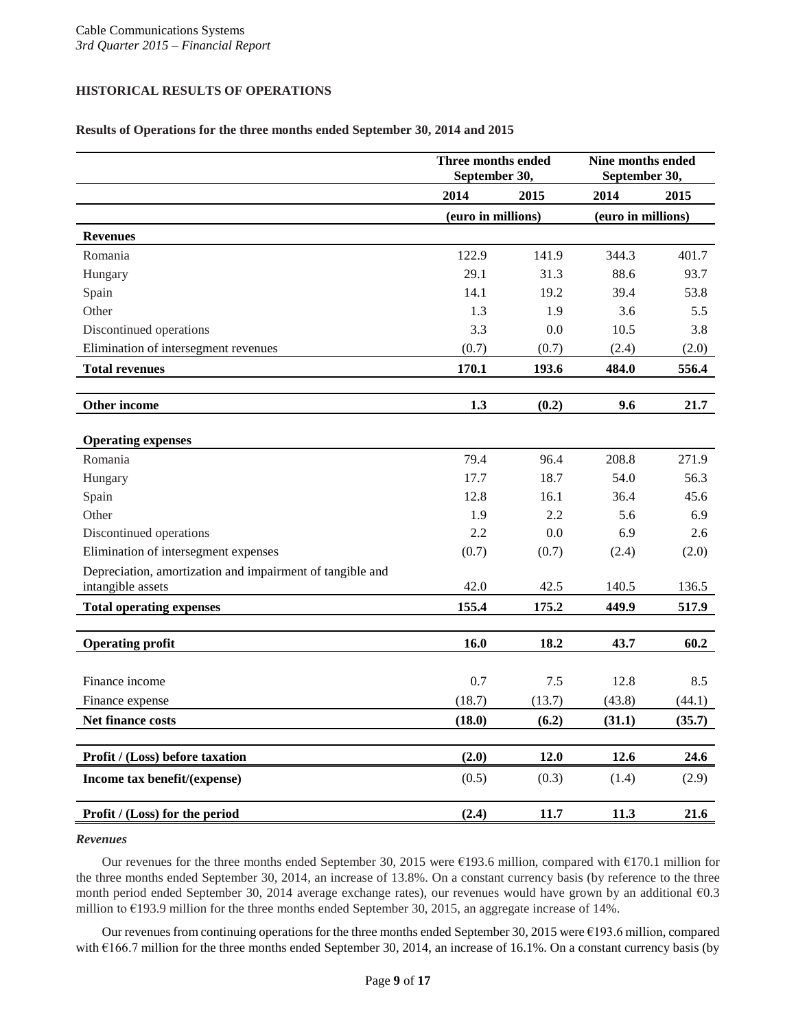## HISTORICAL RESULTS OF OPERATIONS

**Results of Operations for the three months ended September 30, 2014 and 2015**

| | Three months ended September 30, | | Nine months ended September 30, | |
|---|---|---|---|---|
| | **2014** | **2015** | **2014** | **2015** |
| | (euro in millions) | | (euro in millions) | |
| **Revenues** | | | | |
| Romania | 122.9 | 141.9 | 344.3 | 401.7 |
| Hungary | 29.1 | 31.3 | 88.6 | 93.7 |
| Spain | 14.1 | 19.2 | 39.4 | 53.8 |
| Other | 1.3 | 1.9 | 3.6 | 5.5 |
| Discontinued operations | 3.3 | 0.0 | 10.5 | 3.8 |
| Elimination of intersegment revenues | (0.7) | (0.7) | (2.4) | (2.0) |
| **Total revenues** | **170.1** | **193.6** | **484.0** | **556.4** |
| **Other income** | **1.3** | **(0.2)** | **9.6** | **21.7** |
| **Operating expenses** | | | | |
| Romania | 79.4 | 96.4 | 208.8 | 271.9 |
| Hungary | 17.7 | 18.7 | 54.0 | 56.3 |
| Spain | 12.8 | 16.1 | 36.4 | 45.6 |
| Other | 1.9 | 2.2 | 5.6 | 6.9 |
| Discontinued operations | 2.2 | 0.0 | 6.9 | 2.6 |
| Elimination of intersegment expenses | (0.7) | (0.7) | (2.4) | (2.0) |
| Depreciation, amortization and impairment of tangible and intangible assets | 42.0 | 42.5 | 140.5 | 136.5 |
| **Total operating expenses** | **155.4** | **175.2** | **449.9** | **517.9** |
| **Operating profit** | **16.0** | **18.2** | **43.7** | **60.2** |
| Finance income | 0.7 | 7.5 | 12.8 | 8.5 |
| Finance expense | (18.7) | (13.7) | (43.8) | (44.1) |
| **Net finance costs** | **(18.0)** | **(6.2)** | **(31.1)** | **(35.7)** |
| **Profit / (Loss) before taxation** | **(2.0)** | **12.0** | **12.6** | **24.6** |
| **Income tax benefit/(expense)** | (0.5) | (0.3) | (1.4) | (2.9) |
| **Profit / (Loss) for the period** | **(2.4)** | **11.7** | **11.3** | **21.6** |

***Revenues***

Our revenues for the three months ended September 30, 2015 were €193.6 million, compared with €170.1 million for the three months ended September 30, 2014, an increase of 13.8%. On a constant currency basis (by reference to the three month period ended September 30, 2014 average exchange rates), our revenues would have grown by an additional €0.3 million to €193.9 million for the three months ended September 30, 2015, an aggregate increase of 14%.

Our revenues from continuing operations for the three months ended September 30, 2015 were €193.6 million, compared with €166.7 million for the three months ended September 30, 2014, an increase of 16.1%. On a constant currency basis (by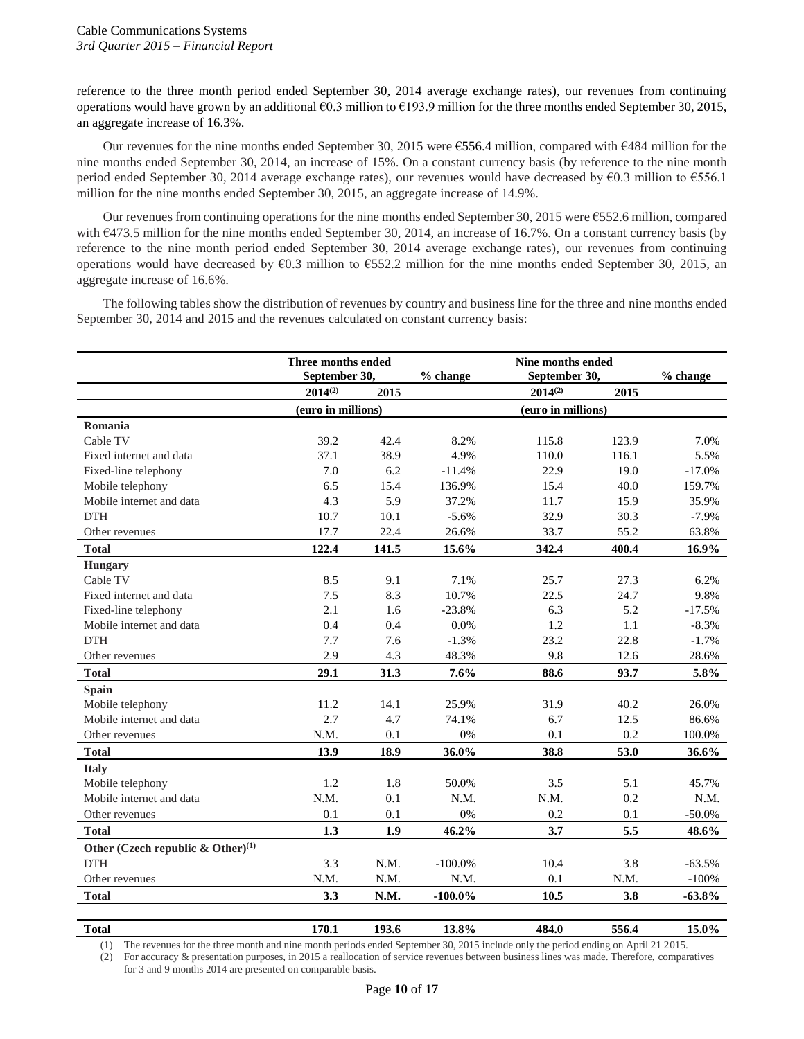reference to the three month period ended September 30, 2014 average exchange rates), our revenues from continuing operations would have grown by an additional €0.3 million to €193.9 million for the three months ended September 30, 2015, an aggregate increase of 16.3%.

Our revenues for the nine months ended September 30, 2015 were €556.4 million, compared with €484 million for the nine months ended September 30, 2014, an increase of 15%. On a constant currency basis (by reference to the nine month period ended September 30, 2014 average exchange rates), our revenues would have decreased by €0.3 million to €556.1 million for the nine months ended September 30, 2015, an aggregate increase of 14.9%.

Our revenues from continuing operations for the nine months ended September 30, 2015 were €552.6 million, compared with €473.5 million for the nine months ended September 30, 2014, an increase of 16.7%. On a constant currency basis (by reference to the nine month period ended September 30, 2014 average exchange rates), our revenues from continuing operations would have decreased by €0.3 million to €552.2 million for the nine months ended September 30, 2015, an aggregate increase of 16.6%.

The following tables show the distribution of revenues by country and business line for the three and nine months ended September 30, 2014 and 2015 and the revenues calculated on constant currency basis:

| | Three months ended September 30, | | % change | Nine months ended September 30, | | % change |
|---|---|---|---|---|---|---|
| | 2014[(2)] | 2015 | | 2014[(2)] | 2015 | |
| | (euro in millions) | | | (euro in millions) | | |
| **Romania** | | | | | | |
| Cable TV | 39.2 | 42.4 | 8.2% | 115.8 | 123.9 | 7.0% |
| Fixed internet and data | 37.1 | 38.9 | 4.9% | 110.0 | 116.1 | 5.5% |
| Fixed-line telephony | 7.0 | 6.2 | -11.4% | 22.9 | 19.0 | -17.0% |
| Mobile telephony | 6.5 | 15.4 | 136.9% | 15.4 | 40.0 | 159.7% |
| Mobile internet and data | 4.3 | 5.9 | 37.2% | 11.7 | 15.9 | 35.9% |
| DTH | 10.7 | 10.1 | -5.6% | 32.9 | 30.3 | -7.9% |
| Other revenues | 17.7 | 22.4 | 26.6% | 33.7 | 55.2 | 63.8% |
| **Total** | **122.4** | **141.5** | **15.6%** | **342.4** | **400.4** | **16.9%** |
| **Hungary** | | | | | | |
| Cable TV | 8.5 | 9.1 | 7.1% | 25.7 | 27.3 | 6.2% |
| Fixed internet and data | 7.5 | 8.3 | 10.7% | 22.5 | 24.7 | 9.8% |
| Fixed-line telephony | 2.1 | 1.6 | -23.8% | 6.3 | 5.2 | -17.5% |
| Mobile internet and data | 0.4 | 0.4 | 0.0% | 1.2 | 1.1 | -8.3% |
| DTH | 7.7 | 7.6 | -1.3% | 23.2 | 22.8 | -1.7% |
| Other revenues | 2.9 | 4.3 | 48.3% | 9.8 | 12.6 | 28.6% |
| **Total** | **29.1** | **31.3** | **7.6%** | **88.6** | **93.7** | **5.8%** |
| **Spain** | | | | | | |
| Mobile telephony | 11.2 | 14.1 | 25.9% | 31.9 | 40.2 | 26.0% |
| Mobile internet and data | 2.7 | 4.7 | 74.1% | 6.7 | 12.5 | 86.6% |
| Other revenues | N.M. | 0.1 | 0% | 0.1 | 0.2 | 100.0% |
| **Total** | **13.9** | **18.9** | **36.0%** | **38.8** | **53.0** | **36.6%** |
| **Italy** | | | | | | |
| Mobile telephony | 1.2 | 1.8 | 50.0% | 3.5 | 5.1 | 45.7% |
| Mobile internet and data | N.M. | 0.1 | N.M. | N.M. | 0.2 | N.M. |
| Other revenues | 0.1 | 0.1 | 0% | 0.2 | 0.1 | -50.0% |
| **Total** | **1.3** | **1.9** | **46.2%** | **3.7** | **5.5** | **48.6%** |
| **Other (Czech republic & Other)[(1)]** | | | | | | |
| DTH | 3.3 | N.M. | -100.0% | 10.4 | 3.8 | -63.5% |
| Other revenues | N.M. | N.M. | N.M. | 0.1 | N.M. | -100% |
| **Total** | **3.3** | **N.M.** | **-100.0%** | **10.5** | **3.8** | **-63.8%** |
| **Total** | **170.1** | **193.6** | **13.8%** | **484.0** | **556.4** | **15.0%** |

(1) The revenues for the three month and nine month periods ended September 30, 2015 include only the period ending on April 21 2015.

(2) For accuracy & presentation purposes, in 2015 a reallocation of service revenues between business lines was made. Therefore, comparatives for 3 and 9 months 2014 are presented on comparable basis.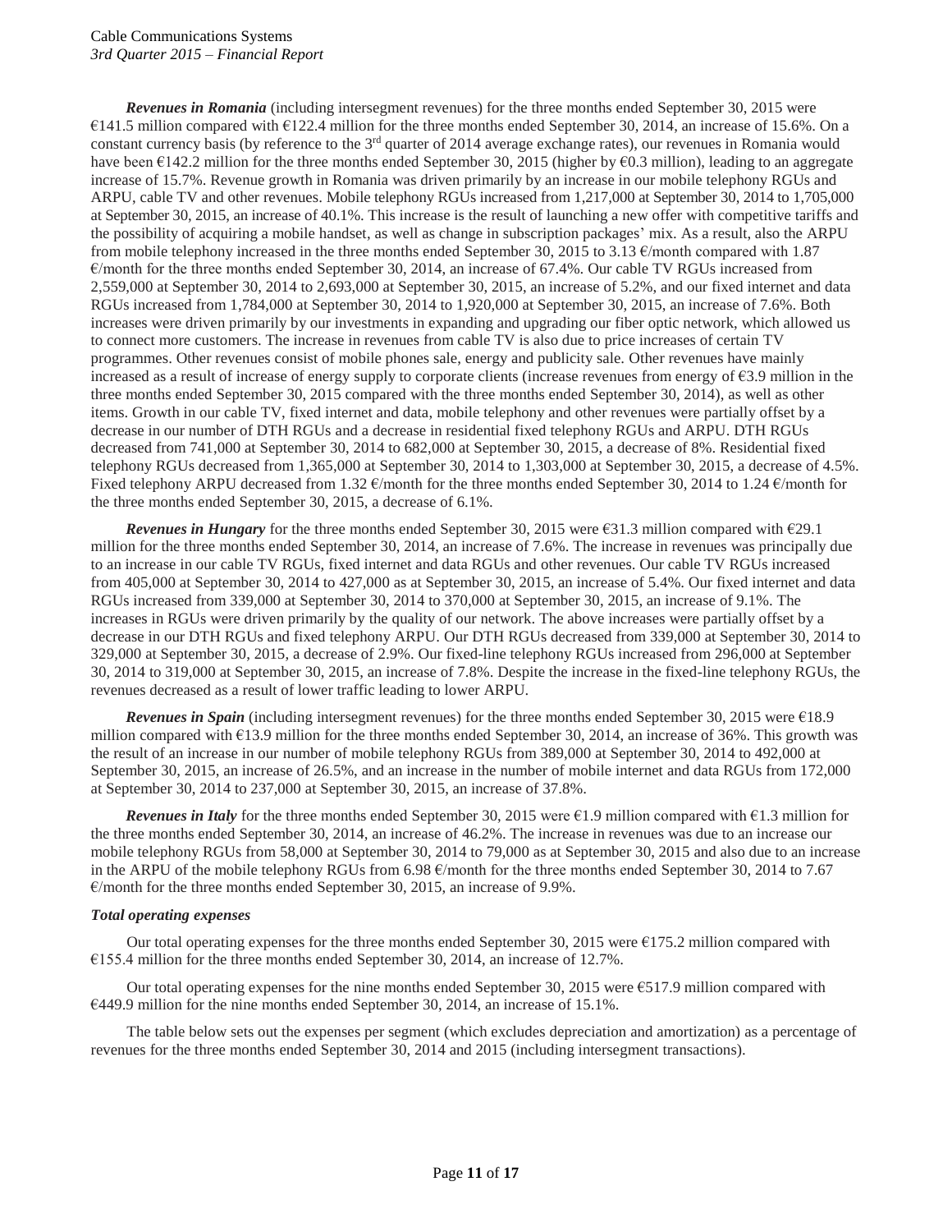***Revenues in Romania*** (including intersegment revenues) for the three months ended September 30, 2015 were €141.5 million compared with €122.4 million for the three months ended September 30, 2014, an increase of 15.6%. On a constant currency basis (by reference to the 3rd quarter of 2014 average exchange rates), our revenues in Romania would have been €142.2 million for the three months ended September 30, 2015 (higher by €0.3 million), leading to an aggregate increase of 15.7%. Revenue growth in Romania was driven primarily by an increase in our mobile telephony RGUs and ARPU, cable TV and other revenues. Mobile telephony RGUs increased from 1,217,000 at September 30, 2014 to 1,705,000 at September 30, 2015, an increase of 40.1%. This increase is the result of launching a new offer with competitive tariffs and the possibility of acquiring a mobile handset, as well as change in subscription packages' mix. As a result, also the ARPU from mobile telephony increased in the three months ended September 30, 2015 to 3.13 €/month compared with 1.87 €/month for the three months ended September 30, 2014, an increase of 67.4%. Our cable TV RGUs increased from 2,559,000 at September 30, 2014 to 2,693,000 at September 30, 2015, an increase of 5.2%, and our fixed internet and data RGUs increased from 1,784,000 at September 30, 2014 to 1,920,000 at September 30, 2015, an increase of 7.6%. Both increases were driven primarily by our investments in expanding and upgrading our fiber optic network, which allowed us to connect more customers. The increase in revenues from cable TV is also due to price increases of certain TV programmes. Other revenues consist of mobile phones sale, energy and publicity sale. Other revenues have mainly increased as a result of increase of energy supply to corporate clients (increase revenues from energy of €3.9 million in the three months ended September 30, 2015 compared with the three months ended September 30, 2014), as well as other items. Growth in our cable TV, fixed internet and data, mobile telephony and other revenues were partially offset by a decrease in our number of DTH RGUs and a decrease in residential fixed telephony RGUs and ARPU. DTH RGUs decreased from 741,000 at September 30, 2014 to 682,000 at September 30, 2015, a decrease of 8%. Residential fixed telephony RGUs decreased from 1,365,000 at September 30, 2014 to 1,303,000 at September 30, 2015, a decrease of 4.5%. Fixed telephony ARPU decreased from 1.32 €/month for the three months ended September 30, 2014 to 1.24 €/month for the three months ended September 30, 2015, a decrease of 6.1%.

***Revenues in Hungary*** for the three months ended September 30, 2015 were €31.3 million compared with €29.1 million for the three months ended September 30, 2014, an increase of 7.6%. The increase in revenues was principally due to an increase in our cable TV RGUs, fixed internet and data RGUs and other revenues. Our cable TV RGUs increased from 405,000 at September 30, 2014 to 427,000 as at September 30, 2015, an increase of 5.4%. Our fixed internet and data RGUs increased from 339,000 at September 30, 2014 to 370,000 at September 30, 2015, an increase of 9.1%. The increases in RGUs were driven primarily by the quality of our network. The above increases were partially offset by a decrease in our DTH RGUs and fixed telephony ARPU. Our DTH RGUs decreased from 339,000 at September 30, 2014 to 329,000 at September 30, 2015, a decrease of 2.9%. Our fixed-line telephony RGUs increased from 296,000 at September 30, 2014 to 319,000 at September 30, 2015, an increase of 7.8%. Despite the increase in the fixed-line telephony RGUs, the revenues decreased as a result of lower traffic leading to lower ARPU.

***Revenues in Spain*** (including intersegment revenues) for the three months ended September 30, 2015 were €18.9 million compared with €13.9 million for the three months ended September 30, 2014, an increase of 36%. This growth was the result of an increase in our number of mobile telephony RGUs from 389,000 at September 30, 2014 to 492,000 at September 30, 2015, an increase of 26.5%, and an increase in the number of mobile internet and data RGUs from 172,000 at September 30, 2014 to 237,000 at September 30, 2015, an increase of 37.8%.

***Revenues in Italy*** for the three months ended September 30, 2015 were €1.9 million compared with €1.3 million for the three months ended September 30, 2014, an increase of 46.2%. The increase in revenues was due to an increase our mobile telephony RGUs from 58,000 at September 30, 2014 to 79,000 as at September 30, 2015 and also due to an increase in the ARPU of the mobile telephony RGUs from 6.98 €/month for the three months ended September 30, 2014 to 7.67 €/month for the three months ended September 30, 2015, an increase of 9.9%.

***Total operating expenses***

Our total operating expenses for the three months ended September 30, 2015 were €175.2 million compared with €155.4 million for the three months ended September 30, 2014, an increase of 12.7%.

Our total operating expenses for the nine months ended September 30, 2015 were €517.9 million compared with €449.9 million for the nine months ended September 30, 2014, an increase of 15.1%.

The table below sets out the expenses per segment (which excludes depreciation and amortization) as a percentage of revenues for the three months ended September 30, 2014 and 2015 (including intersegment transactions).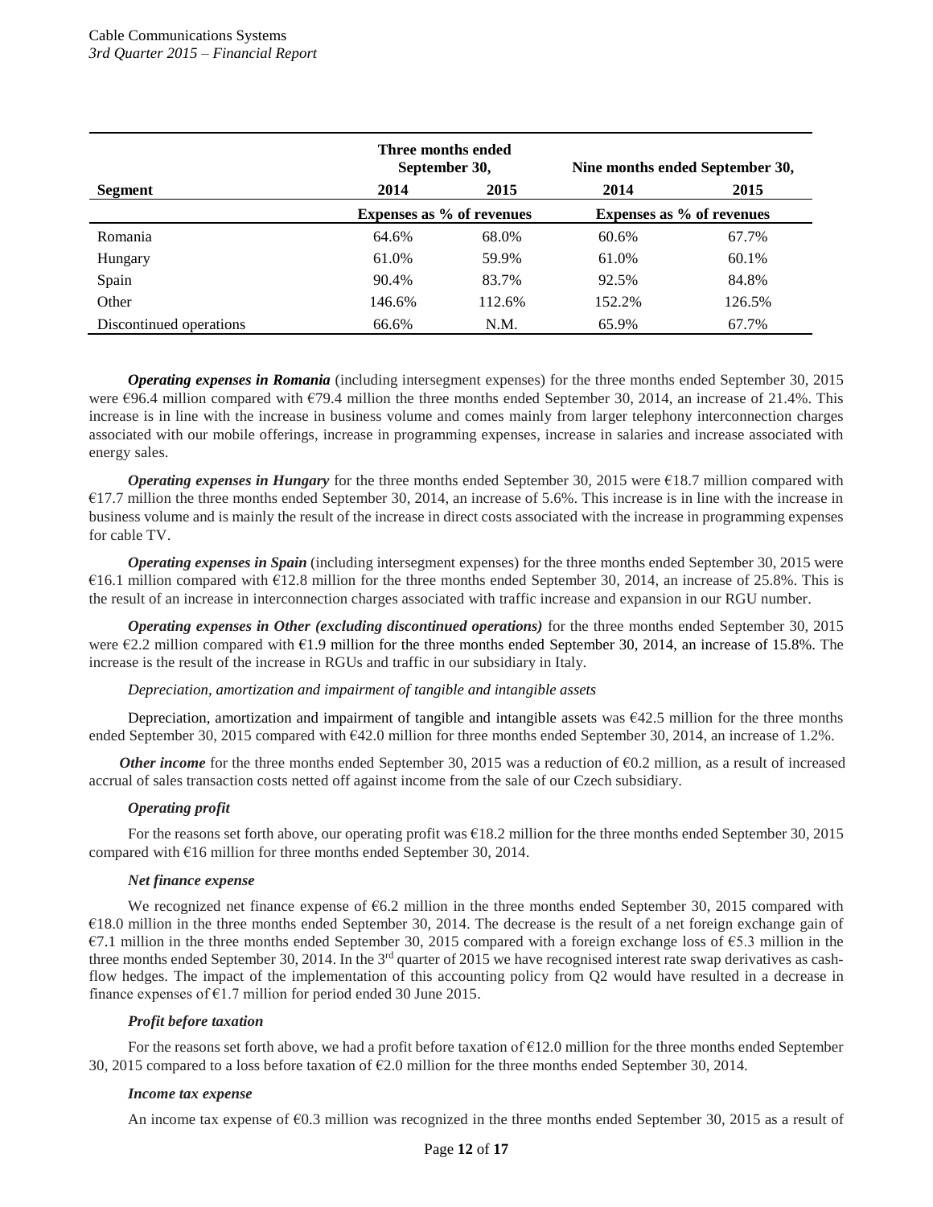| Segment | Three months ended September 30, | | Nine months ended September 30, | |
|---|---|---|---|---|
| | 2014 | 2015 | 2014 | 2015 |
| | Expenses as % of revenues | | Expenses as % of revenues | |
| Romania | 64.6% | 68.0% | 60.6% | 67.7% |
| Hungary | 61.0% | 59.9% | 61.0% | 60.1% |
| Spain | 90.4% | 83.7% | 92.5% | 84.8% |
| Other | 146.6% | 112.6% | 152.2% | 126.5% |
| Discontinued operations | 66.6% | N.M. | 65.9% | 67.7% |

***Operating expenses in Romania*** (including intersegment expenses) for the three months ended September 30, 2015 were €96.4 million compared with €79.4 million the three months ended September 30, 2014, an increase of 21.4%. This increase is in line with the increase in business volume and comes mainly from larger telephony interconnection charges associated with our mobile offerings, increase in programming expenses, increase in salaries and increase associated with energy sales.

***Operating expenses in Hungary*** for the three months ended September 30, 2015 were €18.7 million compared with €17.7 million the three months ended September 30, 2014, an increase of 5.6%. This increase is in line with the increase in business volume and is mainly the result of the increase in direct costs associated with the increase in programming expenses for cable TV.

***Operating expenses in Spain*** (including intersegment expenses) for the three months ended September 30, 2015 were €16.1 million compared with €12.8 million for the three months ended September 30, 2014, an increase of 25.8%. This is the result of an increase in interconnection charges associated with traffic increase and expansion in our RGU number.

***Operating expenses in Other (excluding discontinued operations)*** for the three months ended September 30, 2015 were €2.2 million compared with €1.9 million for the three months ended September 30, 2014, an increase of 15.8%. The increase is the result of the increase in RGUs and traffic in our subsidiary in Italy.

*Depreciation, amortization and impairment of tangible and intangible assets*

Depreciation, amortization and impairment of tangible and intangible assets was €42.5 million for the three months ended September 30, 2015 compared with €42.0 million for three months ended September 30, 2014, an increase of 1.2%.

***Other income*** for the three months ended September 30, 2015 was a reduction of €0.2 million, as a result of increased accrual of sales transaction costs netted off against income from the sale of our Czech subsidiary.

***Operating profit***

For the reasons set forth above, our operating profit was €18.2 million for the three months ended September 30, 2015 compared with €16 million for three months ended September 30, 2014.

***Net finance expense***

We recognized net finance expense of €6.2 million in the three months ended September 30, 2015 compared with €18.0 million in the three months ended September 30, 2014. The decrease is the result of a net foreign exchange gain of €7.1 million in the three months ended September 30, 2015 compared with a foreign exchange loss of €5.3 million in the three months ended September 30, 2014. In the 3rd quarter of 2015 we have recognised interest rate swap derivatives as cash-flow hedges. The impact of the implementation of this accounting policy from Q2 would have resulted in a decrease in finance expenses of €1.7 million for period ended 30 June 2015.

***Profit before taxation***

For the reasons set forth above, we had a profit before taxation of €12.0 million for the three months ended September 30, 2015 compared to a loss before taxation of €2.0 million for the three months ended September 30, 2014.

***Income tax expense***

An income tax expense of €0.3 million was recognized in the three months ended September 30, 2015 as a result of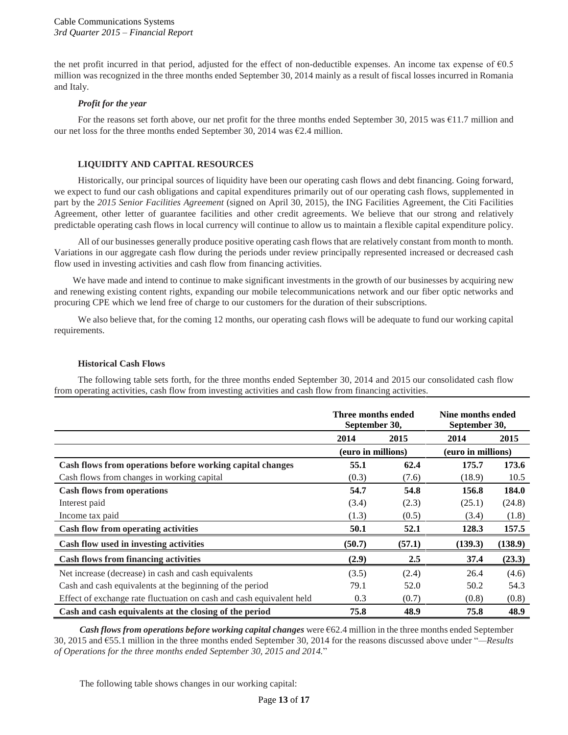the net profit incurred in that period, adjusted for the effect of non-deductible expenses. An income tax expense of €0.5 million was recognized in the three months ended September 30, 2014 mainly as a result of fiscal losses incurred in Romania and Italy.

***Profit for the year***

For the reasons set forth above, our net profit for the three months ended September 30, 2015 was €11.7 million and our net loss for the three months ended September 30, 2014 was €2.4 million.

## LIQUIDITY AND CAPITAL RESOURCES

Historically, our principal sources of liquidity have been our operating cash flows and debt financing. Going forward, we expect to fund our cash obligations and capital expenditures primarily out of our operating cash flows, supplemented in part by the *2015 Senior Facilities Agreement* (signed on April 30, 2015), the ING Facilities Agreement, the Citi Facilities Agreement, other letter of guarantee facilities and other credit agreements. We believe that our strong and relatively predictable operating cash flows in local currency will continue to allow us to maintain a flexible capital expenditure policy.

All of our businesses generally produce positive operating cash flows that are relatively constant from month to month. Variations in our aggregate cash flow during the periods under review principally represented increased or decreased cash flow used in investing activities and cash flow from financing activities.

We have made and intend to continue to make significant investments in the growth of our businesses by acquiring new and renewing existing content rights, expanding our mobile telecommunications network and our fiber optic networks and procuring CPE which we lend free of charge to our customers for the duration of their subscriptions.

We also believe that, for the coming 12 months, our operating cash flows will be adequate to fund our working capital requirements.

### Historical Cash Flows

The following table sets forth, for the three months ended September 30, 2014 and 2015 our consolidated cash flow from operating activities, cash flow from investing activities and cash flow from financing activities.

| | Three months ended September 30, | | Nine months ended September 30, | |
|---|---|---|---|---|
| | **2014** | **2015** | **2014** | **2015** |
| | (euro in millions) | | (euro in millions) | |
| **Cash flows from operations before working capital changes** | **55.1** | **62.4** | **175.7** | **173.6** |
| Cash flows from changes in working capital | (0.3) | (7.6) | (18.9) | 10.5 |
| **Cash flows from operations** | **54.7** | **54.8** | **156.8** | **184.0** |
| Interest paid | (3.4) | (2.3) | (25.1) | (24.8) |
| Income tax paid | (1.3) | (0.5) | (3.4) | (1.8) |
| **Cash flow from operating activities** | **50.1** | **52.1** | **128.3** | **157.5** |
| **Cash flow used in investing activities** | **(50.7)** | **(57.1)** | **(139.3)** | **(138.9)** |
| **Cash flows from financing activities** | **(2.9)** | **2.5** | **37.4** | **(23.3)** |
| Net increase (decrease) in cash and cash equivalents | (3.5) | (2.4) | 26.4 | (4.6) |
| Cash and cash equivalents at the beginning of the period | 79.1 | 52.0 | 50.2 | 54.3 |
| Effect of exchange rate fluctuation on cash and cash equivalent held | 0.3 | (0.7) | (0.8) | (0.8) |
| **Cash and cash equivalents at the closing of the period** | **75.8** | **48.9** | **75.8** | **48.9** |

***Cash flows from operations before working capital changes*** were €62.4 million in the three months ended September 30, 2015 and €55.1 million in the three months ended September 30, 2014 for the reasons discussed above under "*—Results of Operations for the three months ended September 30, 2015 and 2014.*"

The following table shows changes in our working capital: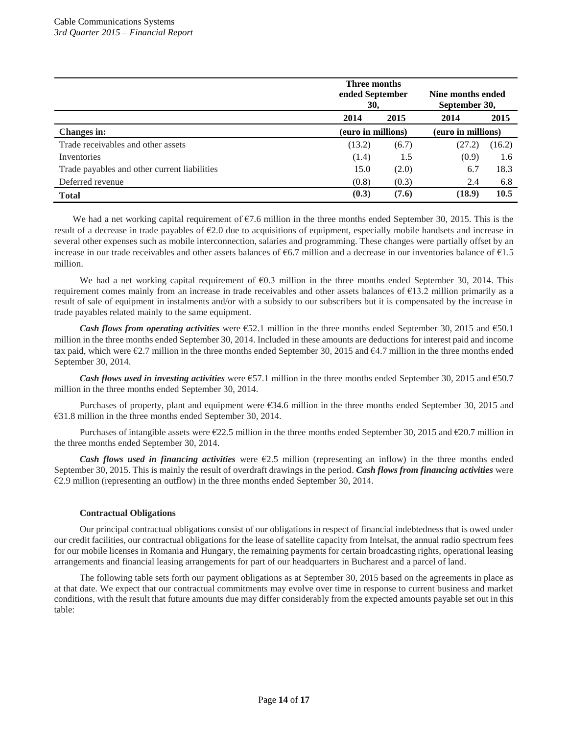| | Three months ended September 30, | | Nine months ended September 30, | |
|---|---|---|---|---|
| | 2014 | 2015 | 2014 | 2015 |
| **Changes in:** | (euro in millions) | | (euro in millions) | |
| Trade receivables and other assets | (13.2) | (6.7) | (27.2) | (16.2) |
| Inventories | (1.4) | 1.5 | (0.9) | 1.6 |
| Trade payables and other current liabilities | 15.0 | (2.0) | 6.7 | 18.3 |
| Deferred revenue | (0.8) | (0.3) | 2.4 | 6.8 |
| **Total** | **(0.3)** | **(7.6)** | **(18.9)** | **10.5** |

We had a net working capital requirement of €7.6 million in the three months ended September 30, 2015. This is the result of a decrease in trade payables of €2.0 due to acquisitions of equipment, especially mobile handsets and increase in several other expenses such as mobile interconnection, salaries and programming. These changes were partially offset by an increase in our trade receivables and other assets balances of €6.7 million and a decrease in our inventories balance of €1.5 million.

We had a net working capital requirement of €0.3 million in the three months ended September 30, 2014. This requirement comes mainly from an increase in trade receivables and other assets balances of €13.2 million primarily as a result of sale of equipment in instalments and/or with a subsidy to our subscribers but it is compensated by the increase in trade payables related mainly to the same equipment.

***Cash flows from operating activities*** were €52.1 million in the three months ended September 30, 2015 and €50.1 million in the three months ended September 30, 2014. Included in these amounts are deductions for interest paid and income tax paid, which were €2.7 million in the three months ended September 30, 2015 and €4.7 million in the three months ended September 30, 2014.

***Cash flows used in investing activities*** were €57.1 million in the three months ended September 30, 2015 and €50.7 million in the three months ended September 30, 2014.

Purchases of property, plant and equipment were €34.6 million in the three months ended September 30, 2015 and €31.8 million in the three months ended September 30, 2014.

Purchases of intangible assets were €22.5 million in the three months ended September 30, 2015 and €20.7 million in the three months ended September 30, 2014.

***Cash flows used in financing activities*** were €2.5 million (representing an inflow) in the three months ended September 30, 2015. This is mainly the result of overdraft drawings in the period. ***Cash flows from financing activities*** were €2.9 million (representing an outflow) in the three months ended September 30, 2014.

**Contractual Obligations**

Our principal contractual obligations consist of our obligations in respect of financial indebtedness that is owed under our credit facilities, our contractual obligations for the lease of satellite capacity from Intelsat, the annual radio spectrum fees for our mobile licenses in Romania and Hungary, the remaining payments for certain broadcasting rights, operational leasing arrangements and financial leasing arrangements for part of our headquarters in Bucharest and a parcel of land.

The following table sets forth our payment obligations as at September 30, 2015 based on the agreements in place as at that date. We expect that our contractual commitments may evolve over time in response to current business and market conditions, with the result that future amounts due may differ considerably from the expected amounts payable set out in this table: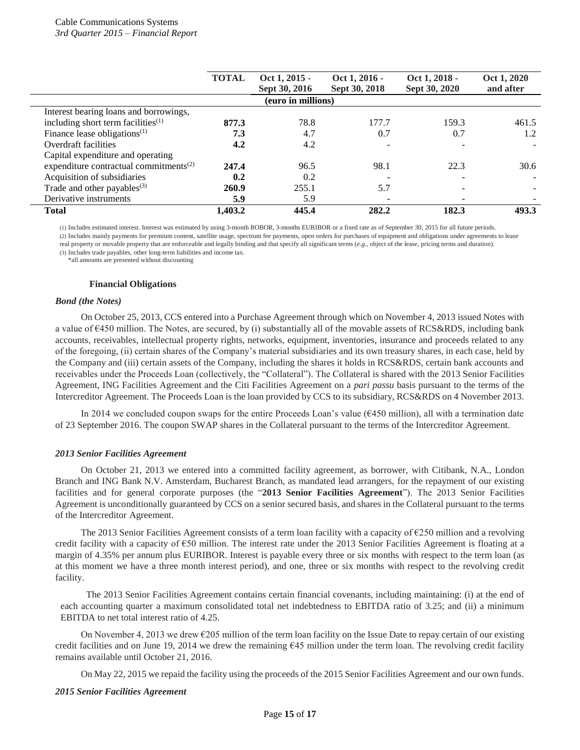| | TOTAL | Oct 1, 2015 - Sept 30, 2016 | Oct 1, 2016 - Sept 30, 2018 | Oct 1, 2018 - Sept 30, 2020 | Oct 1, 2020 and after |
|---|---|---|---|---|---|
| | | (euro in millions) | | | |
| Interest bearing loans and borrowings, including short term facilities[(1)] | **877.3** | 78.8 | 177.7 | 159.3 | 461.5 |
| Finance lease obligations[(1)] | **7.3** | 4.7 | 0.7 | 0.7 | 1.2 |
| Overdraft facilities | **4.2** | 4.2 | - | - | - |
| Capital expenditure and operating expenditure contractual commitments[(2)] | **247.4** | 96.5 | 98.1 | 22.3 | 30.6 |
| Acquisition of subsidiaries | **0.2** | 0.2 | - | - | - |
| Trade and other payables[(3)] | **260.9** | 255.1 | 5.7 | - | - |
| Derivative instruments | **5.9** | 5.9 | - | - | - |
| **Total** | **1,403.2** | **445.4** | **282.2** | **182.3** | **493.3** |

(1) Includes estimated interest. Interest was estimated by using 3-month ROBOR, 3-months EURIBOR or a fixed rate as of September 30, 2015 for all future periods.
(2) Includes mainly payments for premium content, satellite usage, spectrum fee payments, open orders for purchases of equipment and obligations under agreements to lease real property or movable property that are enforceable and legally binding and that specify all significant terms (*e.g.*, object of the lease, pricing terms and duration).
(3) Includes trade payables, other long-term liabilities and income tax.
\*all amounts are presented without discounting

#### Financial Obligations

***Bond (the Notes)***

On October 25, 2013, CCS entered into a Purchase Agreement through which on November 4, 2013 issued Notes with a value of €450 million. The Notes, are secured, by (i) substantially all of the movable assets of RCS&RDS, including bank accounts, receivables, intellectual property rights, networks, equipment, inventories, insurance and proceeds related to any of the foregoing, (ii) certain shares of the Company's material subsidiaries and its own treasury shares, in each case, held by the Company and (iii) certain assets of the Company, including the shares it holds in RCS&RDS, certain bank accounts and receivables under the Proceeds Loan (collectively, the "Collateral"). The Collateral is shared with the 2013 Senior Facilities Agreement, ING Facilities Agreement and the Citi Facilities Agreement on a *pari passu* basis pursuant to the terms of the Intercreditor Agreement. The Proceeds Loan is the loan provided by CCS to its subsidiary, RCS&RDS on 4 November 2013.

In 2014 we concluded coupon swaps for the entire Proceeds Loan's value (€450 million), all with a termination date of 23 September 2016. The coupon SWAP shares in the Collateral pursuant to the terms of the Intercreditor Agreement.

***2013 Senior Facilities Agreement***

On October 21, 2013 we entered into a committed facility agreement, as borrower, with Citibank, N.A., London Branch and ING Bank N.V. Amsterdam, Bucharest Branch, as mandated lead arrangers, for the repayment of our existing facilities and for general corporate purposes (the "**2013 Senior Facilities Agreement**"). The 2013 Senior Facilities Agreement is unconditionally guaranteed by CCS on a senior secured basis, and shares in the Collateral pursuant to the terms of the Intercreditor Agreement.

The 2013 Senior Facilities Agreement consists of a term loan facility with a capacity of €250 million and a revolving credit facility with a capacity of €50 million. The interest rate under the 2013 Senior Facilities Agreement is floating at a margin of 4.35% per annum plus EURIBOR. Interest is payable every three or six months with respect to the term loan (as at this moment we have a three month interest period), and one, three or six months with respect to the revolving credit facility.

The 2013 Senior Facilities Agreement contains certain financial covenants, including maintaining: (i) at the end of each accounting quarter a maximum consolidated total net indebtedness to EBITDA ratio of 3.25; and (ii) a minimum EBITDA to net total interest ratio of 4.25.

On November 4, 2013 we drew €205 million of the term loan facility on the Issue Date to repay certain of our existing credit facilities and on June 19, 2014 we drew the remaining €45 million under the term loan. The revolving credit facility remains available until October 21, 2016.

On May 22, 2015 we repaid the facility using the proceeds of the 2015 Senior Facilities Agreement and our own funds.

***2015 Senior Facilities Agreement***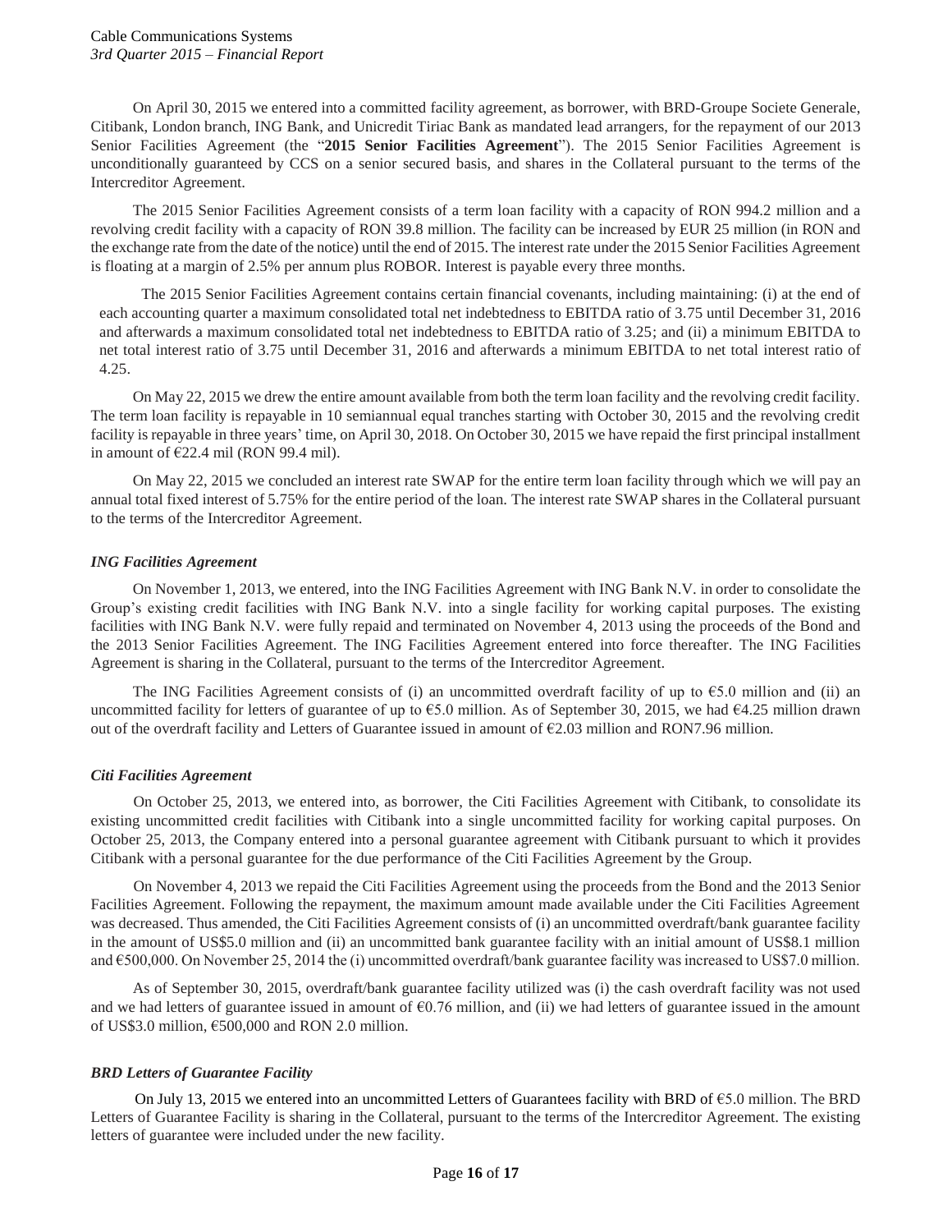On April 30, 2015 we entered into a committed facility agreement, as borrower, with BRD-Groupe Societe Generale, Citibank, London branch, ING Bank, and Unicredit Tiriac Bank as mandated lead arrangers, for the repayment of our 2013 Senior Facilities Agreement (the "**2015 Senior Facilities Agreement**"). The 2015 Senior Facilities Agreement is unconditionally guaranteed by CCS on a senior secured basis, and shares in the Collateral pursuant to the terms of the Intercreditor Agreement.

The 2015 Senior Facilities Agreement consists of a term loan facility with a capacity of RON 994.2 million and a revolving credit facility with a capacity of RON 39.8 million. The facility can be increased by EUR 25 million (in RON and the exchange rate from the date of the notice) until the end of 2015. The interest rate under the 2015 Senior Facilities Agreement is floating at a margin of 2.5% per annum plus ROBOR. Interest is payable every three months.

The 2015 Senior Facilities Agreement contains certain financial covenants, including maintaining: (i) at the end of each accounting quarter a maximum consolidated total net indebtedness to EBITDA ratio of 3.75 until December 31, 2016 and afterwards a maximum consolidated total net indebtedness to EBITDA ratio of 3.25; and (ii) a minimum EBITDA to net total interest ratio of 3.75 until December 31, 2016 and afterwards a minimum EBITDA to net total interest ratio of 4.25.

On May 22, 2015 we drew the entire amount available from both the term loan facility and the revolving credit facility. The term loan facility is repayable in 10 semiannual equal tranches starting with October 30, 2015 and the revolving credit facility is repayable in three years' time, on April 30, 2018. On October 30, 2015 we have repaid the first principal installment in amount of €22.4 mil (RON 99.4 mil).

On May 22, 2015 we concluded an interest rate SWAP for the entire term loan facility through which we will pay an annual total fixed interest of 5.75% for the entire period of the loan. The interest rate SWAP shares in the Collateral pursuant to the terms of the Intercreditor Agreement.

### *ING Facilities Agreement*

On November 1, 2013, we entered, into the ING Facilities Agreement with ING Bank N.V. in order to consolidate the Group's existing credit facilities with ING Bank N.V. into a single facility for working capital purposes. The existing facilities with ING Bank N.V. were fully repaid and terminated on November 4, 2013 using the proceeds of the Bond and the 2013 Senior Facilities Agreement. The ING Facilities Agreement entered into force thereafter. The ING Facilities Agreement is sharing in the Collateral, pursuant to the terms of the Intercreditor Agreement.

The ING Facilities Agreement consists of (i) an uncommitted overdraft facility of up to €5.0 million and (ii) an uncommitted facility for letters of guarantee of up to €5.0 million. As of September 30, 2015, we had €4.25 million drawn out of the overdraft facility and Letters of Guarantee issued in amount of €2.03 million and RON7.96 million.

### *Citi Facilities Agreement*

On October 25, 2013, we entered into, as borrower, the Citi Facilities Agreement with Citibank, to consolidate its existing uncommitted credit facilities with Citibank into a single uncommitted facility for working capital purposes. On October 25, 2013, the Company entered into a personal guarantee agreement with Citibank pursuant to which it provides Citibank with a personal guarantee for the due performance of the Citi Facilities Agreement by the Group.

On November 4, 2013 we repaid the Citi Facilities Agreement using the proceeds from the Bond and the 2013 Senior Facilities Agreement. Following the repayment, the maximum amount made available under the Citi Facilities Agreement was decreased. Thus amended, the Citi Facilities Agreement consists of (i) an uncommitted overdraft/bank guarantee facility in the amount of US$5.0 million and (ii) an uncommitted bank guarantee facility with an initial amount of US$8.1 million and €500,000. On November 25, 2014 the (i) uncommitted overdraft/bank guarantee facility was increased to US$7.0 million.

As of September 30, 2015, overdraft/bank guarantee facility utilized was (i) the cash overdraft facility was not used and we had letters of guarantee issued in amount of €0.76 million, and (ii) we had letters of guarantee issued in the amount of US$3.0 million, €500,000 and RON 2.0 million.

### *BRD Letters of Guarantee Facility*

On July 13, 2015 we entered into an uncommitted Letters of Guarantees facility with BRD of €5.0 million. The BRD Letters of Guarantee Facility is sharing in the Collateral, pursuant to the terms of the Intercreditor Agreement. The existing letters of guarantee were included under the new facility.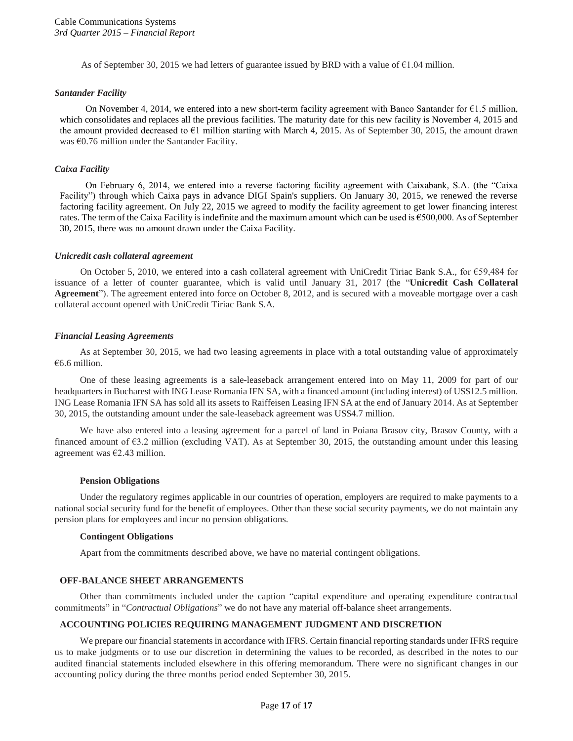As of September 30, 2015 we had letters of guarantee issued by BRD with a value of €1.04 million.

#### *Santander Facility*

On November 4, 2014, we entered into a new short-term facility agreement with Banco Santander for €1.5 million, which consolidates and replaces all the previous facilities. The maturity date for this new facility is November 4, 2015 and the amount provided decreased to €1 million starting with March 4, 2015. As of September 30, 2015, the amount drawn was €0.76 million under the Santander Facility.

#### *Caixa Facility*

On February 6, 2014, we entered into a reverse factoring facility agreement with Caixabank, S.A. (the "Caixa Facility") through which Caixa pays in advance DIGI Spain's suppliers. On January 30, 2015, we renewed the reverse factoring facility agreement. On July 22, 2015 we agreed to modify the facility agreement to get lower financing interest rates. The term of the Caixa Facility is indefinite and the maximum amount which can be used is €500,000. As of September 30, 2015, there was no amount drawn under the Caixa Facility.

#### *Unicredit cash collateral agreement*

On October 5, 2010, we entered into a cash collateral agreement with UniCredit Tiriac Bank S.A., for €59,484 for issuance of a letter of counter guarantee, which is valid until January 31, 2017 (the "**Unicredit Cash Collateral Agreement**"). The agreement entered into force on October 8, 2012, and is secured with a moveable mortgage over a cash collateral account opened with UniCredit Tiriac Bank S.A.

#### *Financial Leasing Agreements*

As at September 30, 2015, we had two leasing agreements in place with a total outstanding value of approximately €6.6 million.

One of these leasing agreements is a sale-leaseback arrangement entered into on May 11, 2009 for part of our headquarters in Bucharest with ING Lease Romania IFN SA, with a financed amount (including interest) of US$12.5 million. ING Lease Romania IFN SA has sold all its assets to Raiffeisen Leasing IFN SA at the end of January 2014. As at September 30, 2015, the outstanding amount under the sale-leaseback agreement was US$4.7 million.

We have also entered into a leasing agreement for a parcel of land in Poiana Brasov city, Brasov County, with a financed amount of €3.2 million (excluding VAT). As at September 30, 2015, the outstanding amount under this leasing agreement was €2.43 million.

### Pension Obligations

Under the regulatory regimes applicable in our countries of operation, employers are required to make payments to a national social security fund for the benefit of employees. Other than these social security payments, we do not maintain any pension plans for employees and incur no pension obligations.

### Contingent Obligations

Apart from the commitments described above, we have no material contingent obligations.

## OFF-BALANCE SHEET ARRANGEMENTS

Other than commitments included under the caption "capital expenditure and operating expenditure contractual commitments" in "*Contractual Obligations*" we do not have any material off-balance sheet arrangements.

## ACCOUNTING POLICIES REQUIRING MANAGEMENT JUDGMENT AND DISCRETION

We prepare our financial statements in accordance with IFRS. Certain financial reporting standards under IFRS require us to make judgments or to use our discretion in determining the values to be recorded, as described in the notes to our audited financial statements included elsewhere in this offering memorandum. There were no significant changes in our accounting policy during the three months period ended September 30, 2015.